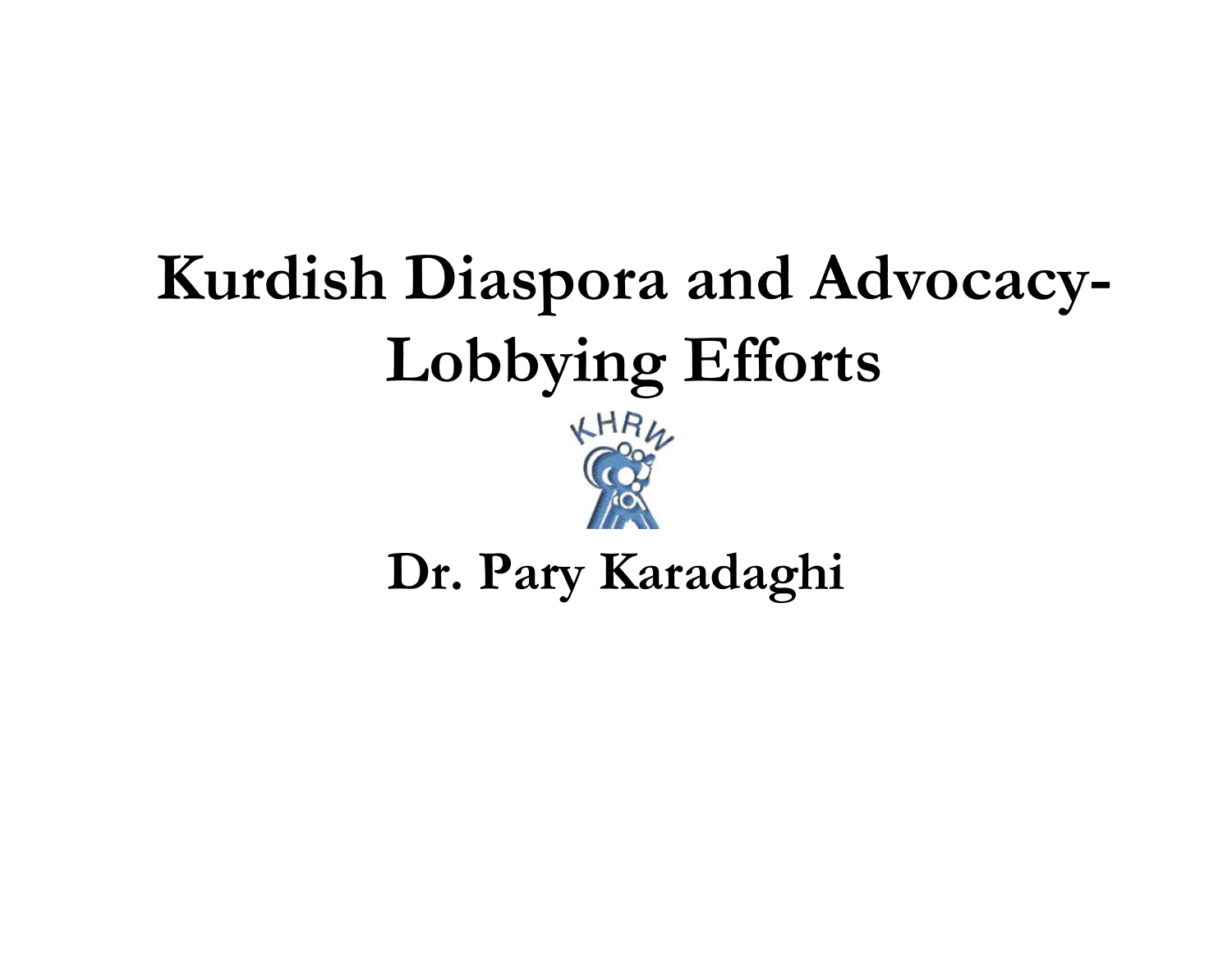# Kurdish Diaspora and Advocacy-Lobbying Efforts

**Dr. Pary Karadaghi**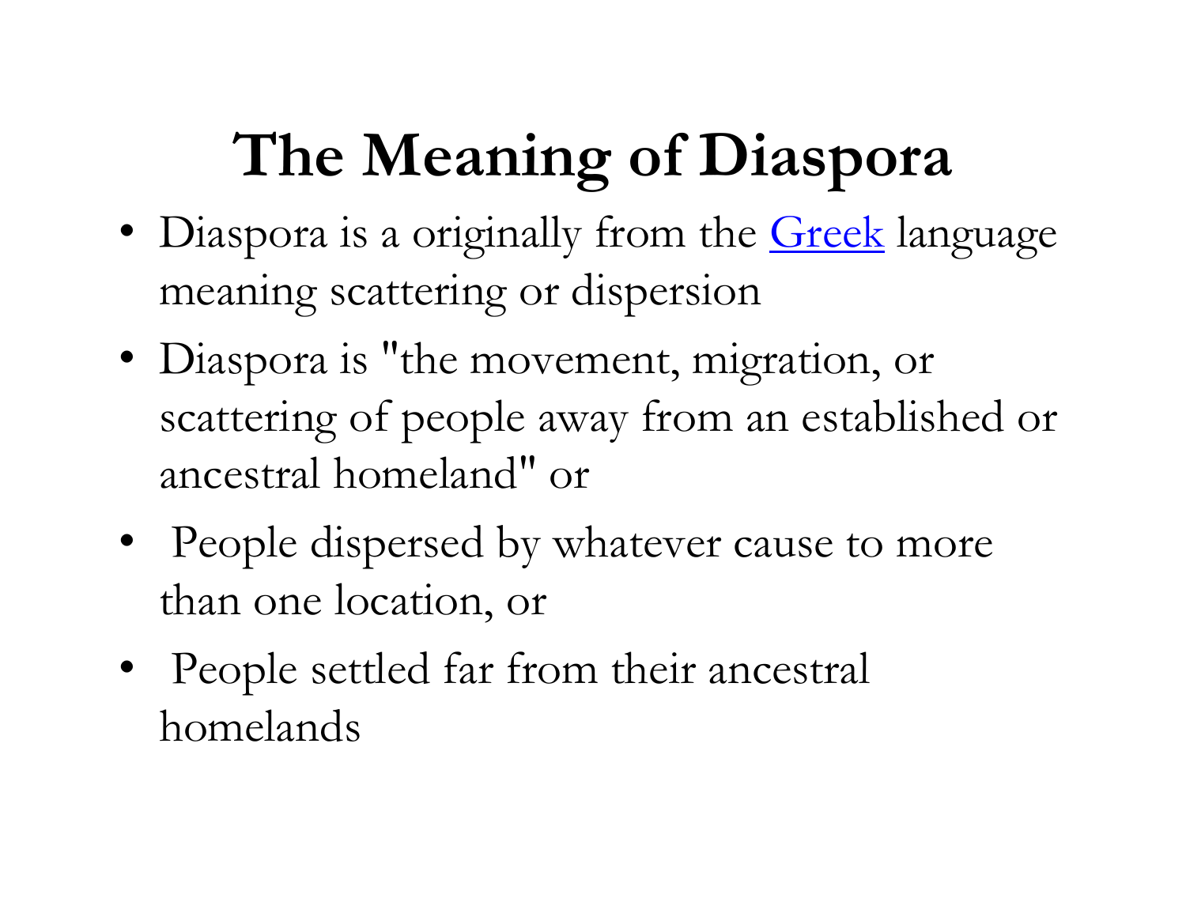# The Meaning of Diaspora

- Diaspora is a originally from the Greek language meaning scattering or dispersion
- Diaspora is "the movement, migration, or scattering of people away from an established or ancestral homeland" or
- People dispersed by whatever cause to more than one location, or
- People settled far from their ancestral homelands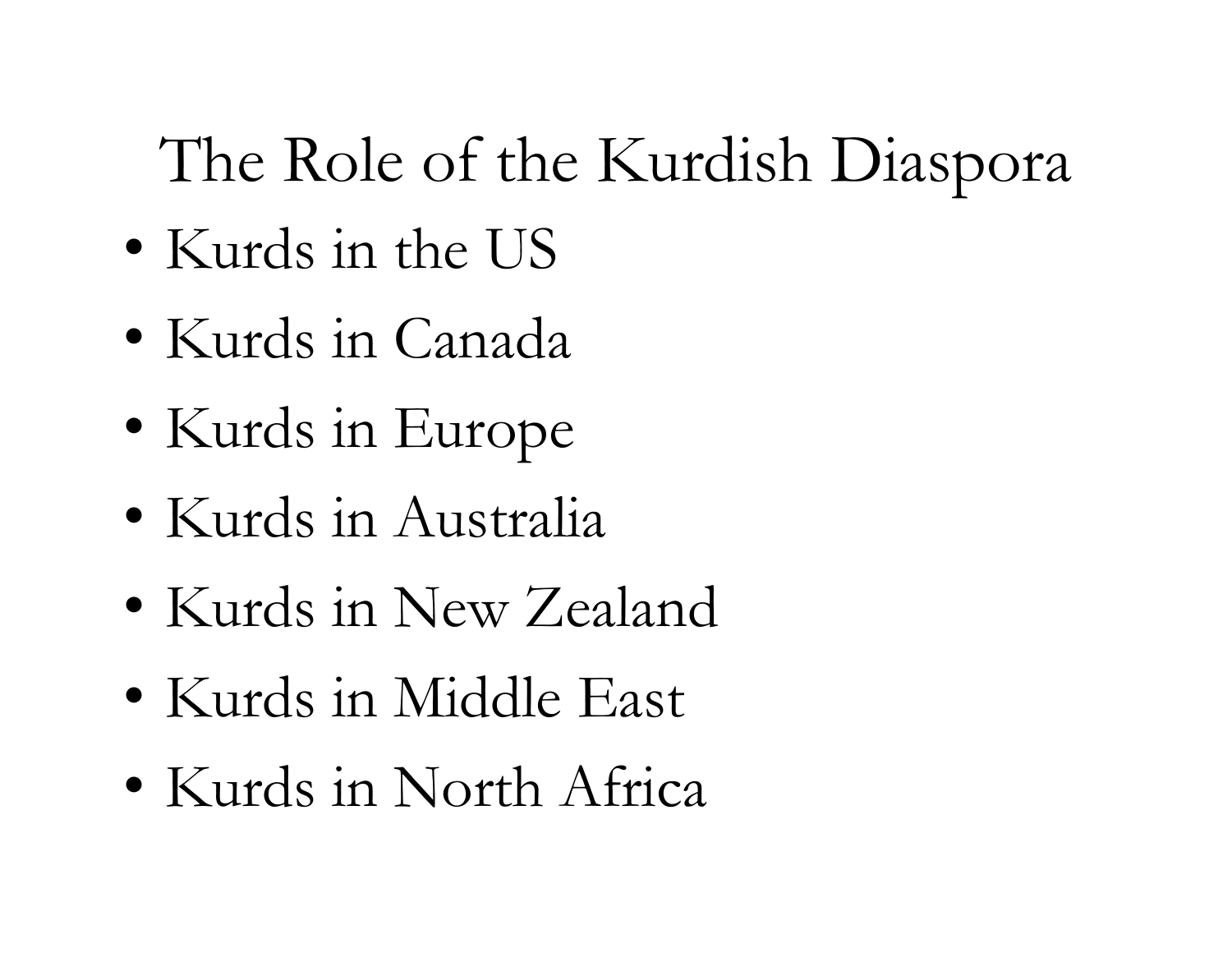# The Role of the Kurdish Diaspora

- Kurds in the US
- Kurds in Canada
- Kurds in Europe
- Kurds in Australia
- Kurds in New Zealand
- Kurds in Middle East
- Kurds in North Africa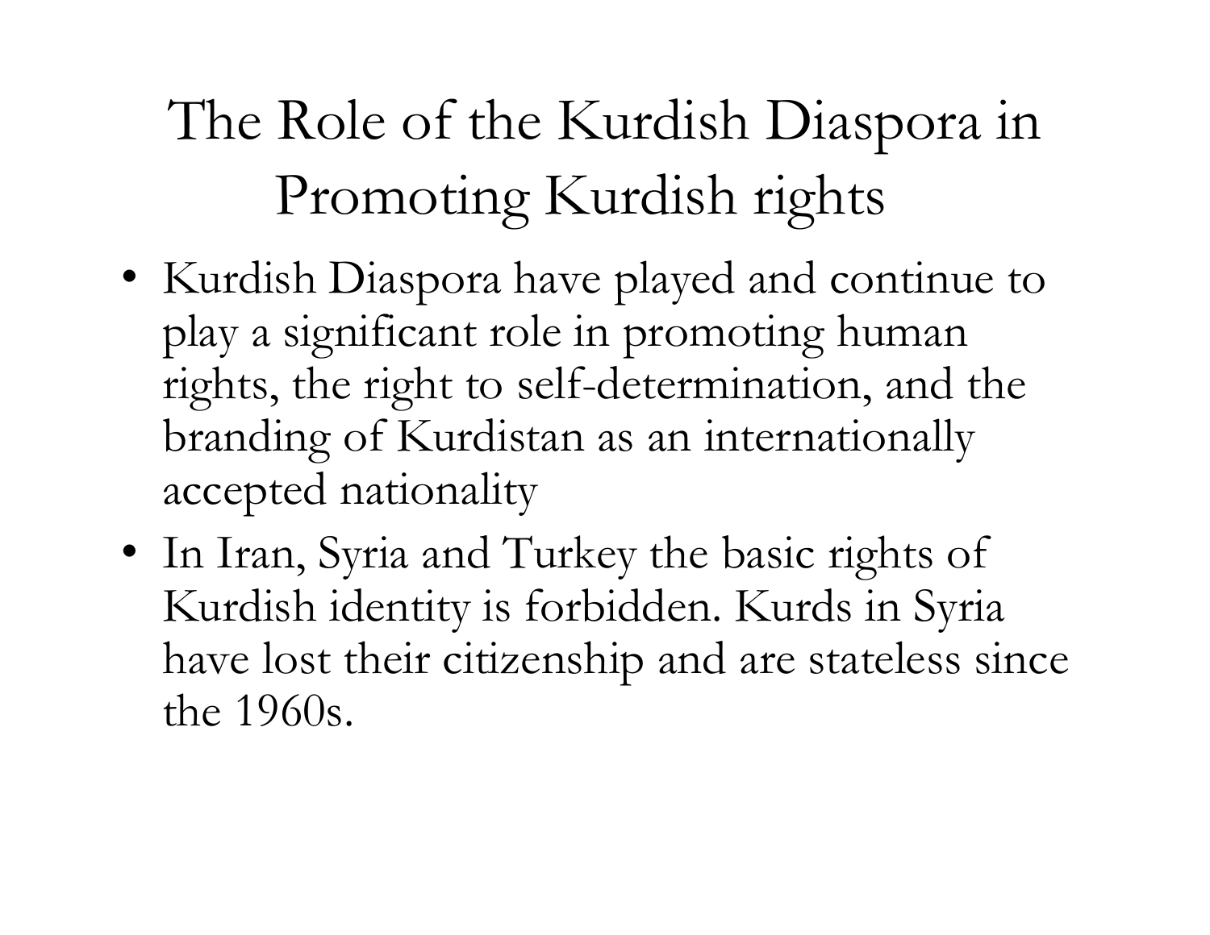# The Role of the Kurdish Diaspora in Promoting Kurdish rights

- Kurdish Diaspora have played and continue to play a significant role in promoting human rights, the right to self-determination, and the branding of Kurdistan as an internationally accepted nationality
- In Iran, Syria and Turkey the basic rights of Kurdish identity is forbidden. Kurds in Syria have lost their citizenship and are stateless since the 1960s.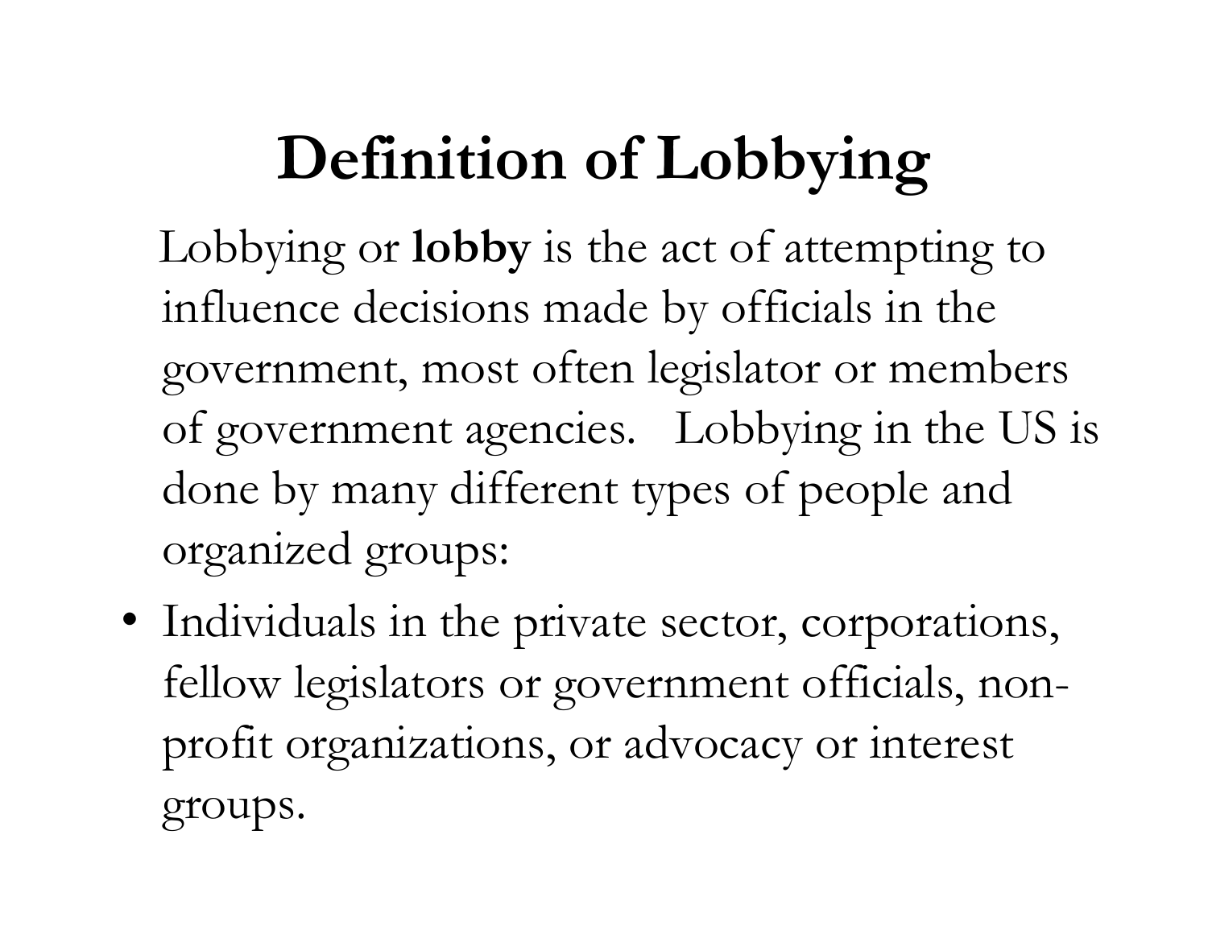# Definition of Lobbying

Lobbying or **lobby** is the act of attempting to influence decisions made by officials in the government, most often legislator or members of government agencies. Lobbying in the US is done by many different types of people and organized groups:

- Individuals in the private sector, corporations, fellow legislators or government officials, non-profit organizations, or advocacy or interest groups.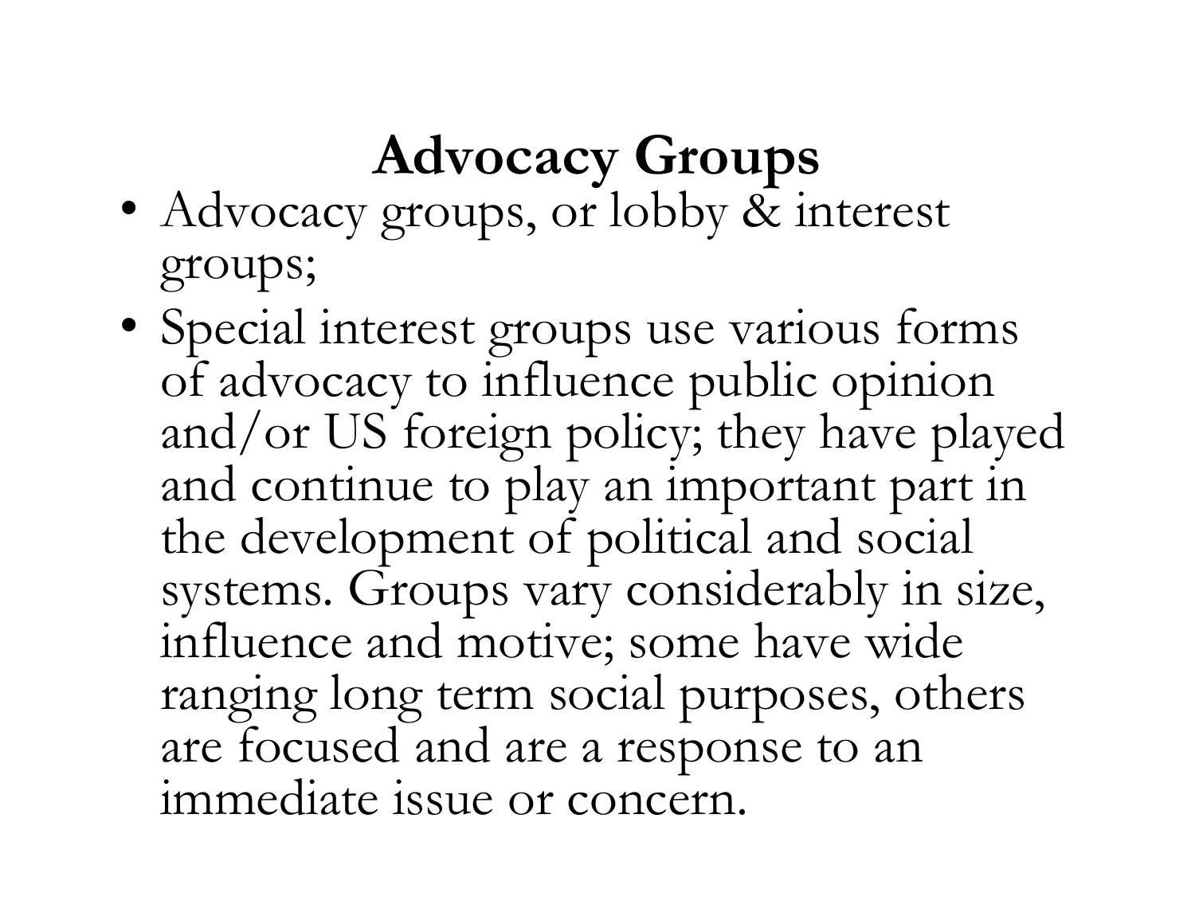# Advocacy Groups

- Advocacy groups, or lobby & interest groups;
- Special interest groups use various forms of advocacy to influence public opinion and/or US foreign policy; they have played and continue to play an important part in the development of political and social systems. Groups vary considerably in size, influence and motive; some have wide ranging long term social purposes, others are focused and are a response to an immediate issue or concern.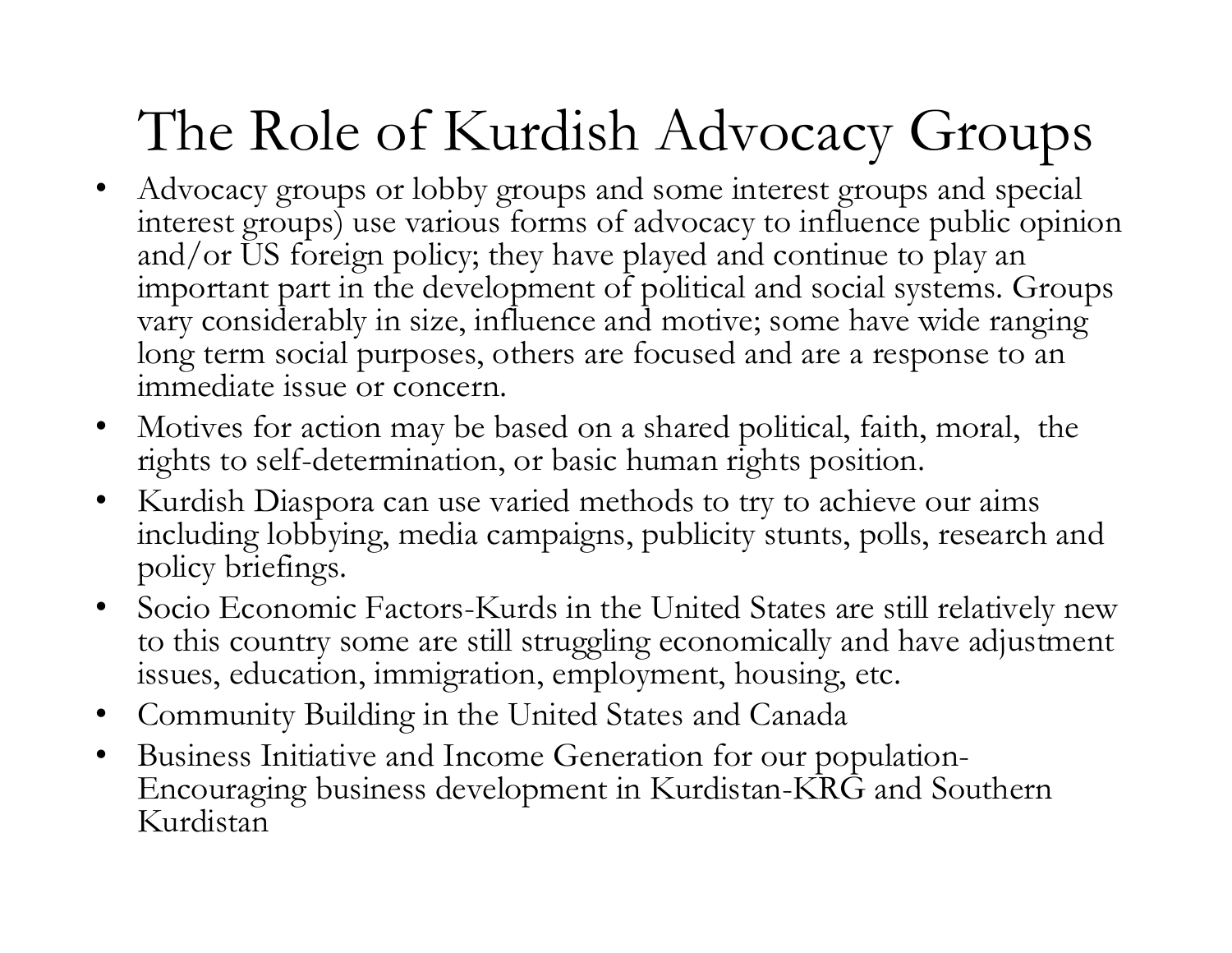# The Role of Kurdish Advocacy Groups

- Advocacy groups or lobby groups and some interest groups and special interest groups) use various forms of advocacy to influence public opinion and/or US foreign policy; they have played and continue to play an important part in the development of political and social systems. Groups vary considerably in size, influence and motive; some have wide ranging long term social purposes, others are focused and are a response to an immediate issue or concern.
- Motives for action may be based on a shared political, faith, moral, the rights to self-determination, or basic human rights position.
- Kurdish Diaspora can use varied methods to try to achieve our aims including lobbying, media campaigns, publicity stunts, polls, research and policy briefings.
- Socio Economic Factors-Kurds in the United States are still relatively new to this country some are still struggling economically and have adjustment issues, education, immigration, employment, housing, etc.
- Community Building in the United States and Canada
- Business Initiative and Income Generation for our population- Encouraging business development in Kurdistan-KRG and Southern Kurdistan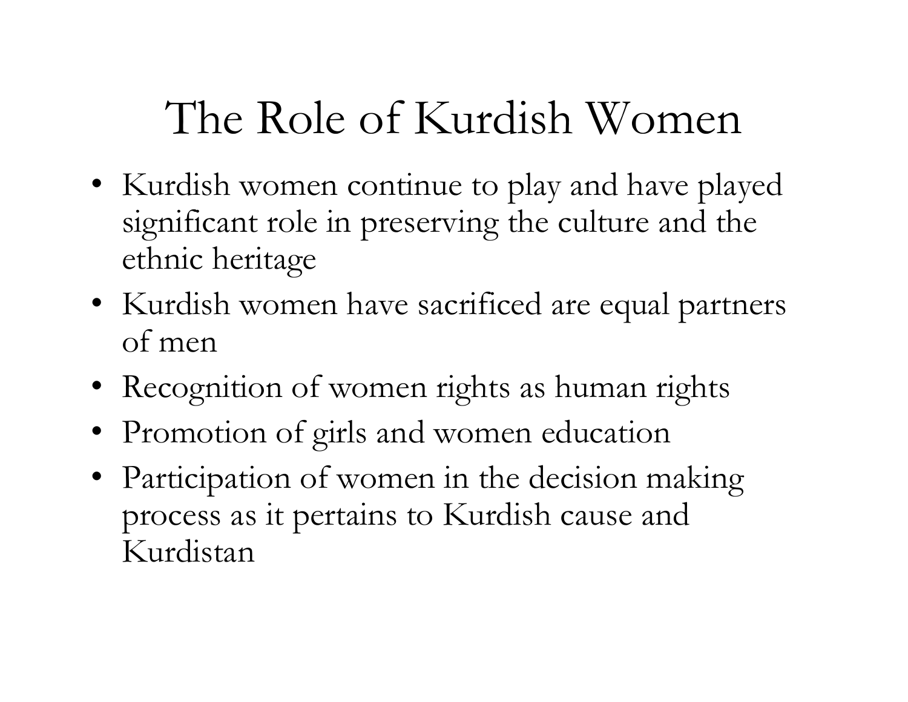# The Role of Kurdish Women

- Kurdish women continue to play and have played significant role in preserving the culture and the ethnic heritage
- Kurdish women have sacrificed are equal partners of men
- Recognition of women rights as human rights
- Promotion of girls and women education
- Participation of women in the decision making process as it pertains to Kurdish cause and Kurdistan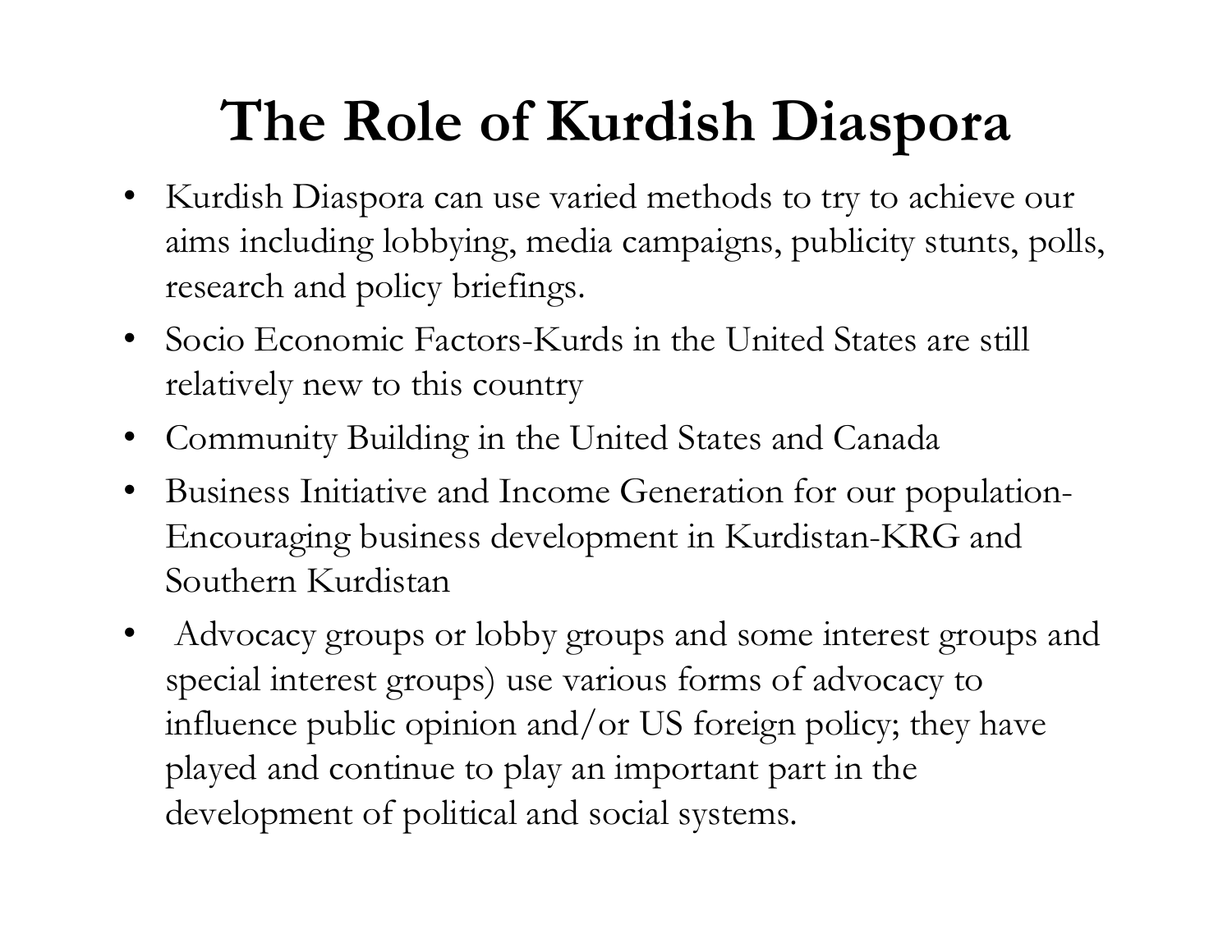# The Role of Kurdish Diaspora

- Kurdish Diaspora can use varied methods to try to achieve our aims including lobbying, media campaigns, publicity stunts, polls, research and policy briefings.
- Socio Economic Factors-Kurds in the United States are still relatively new to this country
- Community Building in the United States and Canada
- Business Initiative and Income Generation for our population-Encouraging business development in Kurdistan-KRG and Southern Kurdistan
- Advocacy groups or lobby groups and some interest groups and special interest groups) use various forms of advocacy to influence public opinion and/or US foreign policy; they have played and continue to play an important part in the development of political and social systems.